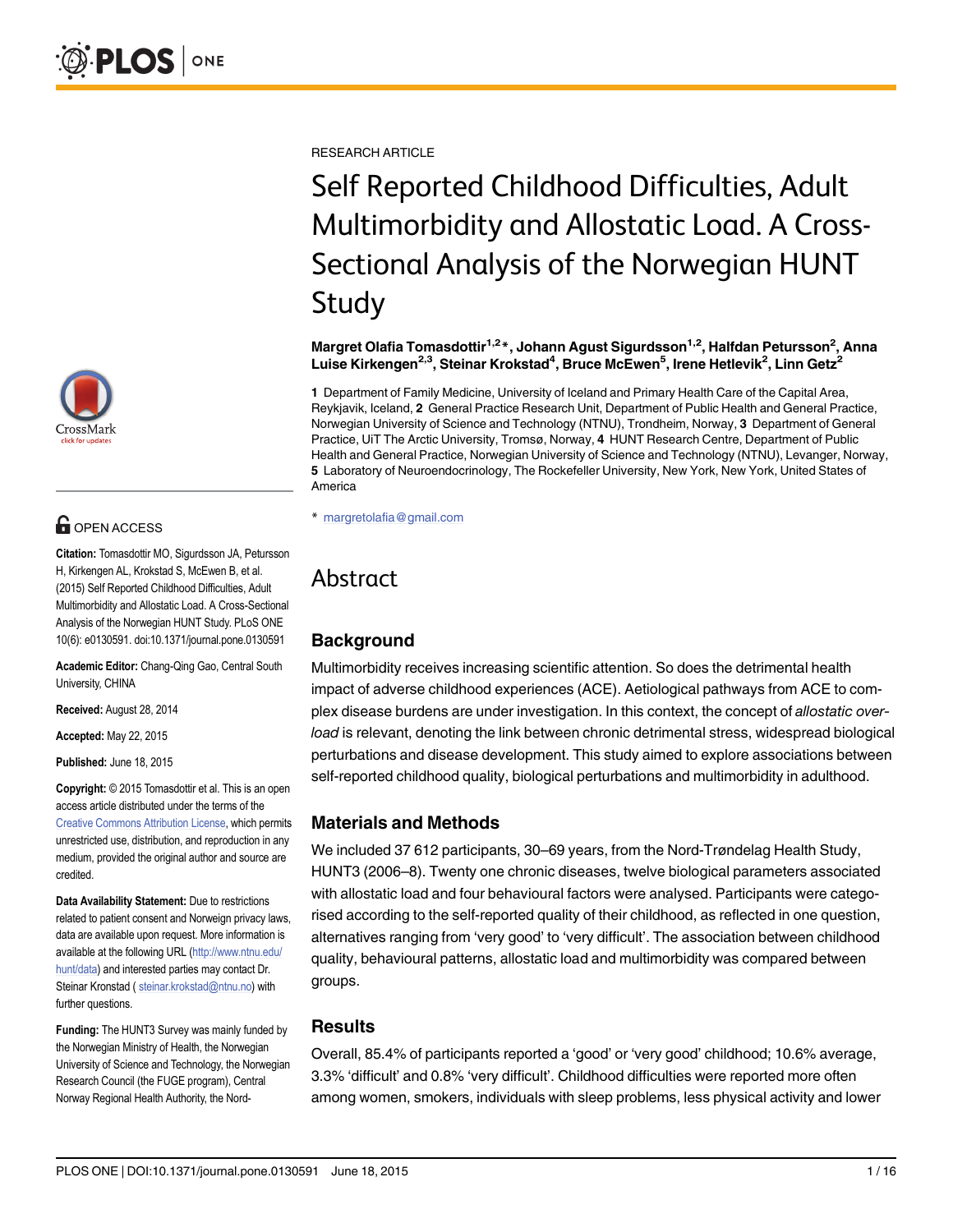RESEARCH ARTICLE

# Self Reported Childhood Difficulties, Adult Multimorbidity and Allostatic Load. A Cross-Sectional Analysis of the Norwegian HUNT Study

**Margret Olafia Tomasdottir[1,2]*, Johann Agust Sigurdsson[1,2], Halfdan Petursson[2], Anna Luise Kirkengen[2,3], Steinar Krokstad[4], Bruce McEwen[5], Irene Hetlevik[2], Linn Getz[2]**

**1** Department of Family Medicine, University of Iceland and Primary Health Care of the Capital Area, Reykjavik, Iceland, **2** General Practice Research Unit, Department of Public Health and General Practice, Norwegian University of Science and Technology (NTNU), Trondheim, Norway, **3** Department of General Practice, UiT The Arctic University, Tromsø, Norway, **4** HUNT Research Centre, Department of Public Health and General Practice, Norwegian University of Science and Technology (NTNU), Levanger, Norway, **5** Laboratory of Neuroendocrinology, The Rockefeller University, New York, New York, United States of America

* margretolafia@gmail.com

OPEN ACCESS

**Citation:** Tomasdottir MO, Sigurdsson JA, Petursson H, Kirkengen AL, Krokstad S, McEwen B, et al. (2015) Self Reported Childhood Difficulties, Adult Multimorbidity and Allostatic Load. A Cross-Sectional Analysis of the Norwegian HUNT Study. PLoS ONE 10(6): e0130591. doi:10.1371/journal.pone.0130591

**Academic Editor:** Chang-Qing Gao, Central South University, CHINA

**Received:** August 28, 2014

**Accepted:** May 22, 2015

**Published:** June 18, 2015

**Copyright:** © 2015 Tomasdottir et al. This is an open access article distributed under the terms of the Creative Commons Attribution License, which permits unrestricted use, distribution, and reproduction in any medium, provided the original author and source are credited.

**Data Availability Statement:** Due to restrictions related to patient consent and Norweign privacy laws, data are available upon request. More information is available at the following URL (http://www.ntnu.edu/hunt/data) and interested parties may contact Dr. Steinar Kronstad ( steinar.krokstad@ntnu.no) with further questions.

**Funding:** The HUNT3 Survey was mainly funded by the Norwegian Ministry of Health, the Norwegian University of Science and Technology, the Norwegian Research Council (the FUGE program), Central Norway Regional Health Authority, the Nord-

## Abstract

### Background

Multimorbidity receives increasing scientific attention. So does the detrimental health impact of adverse childhood experiences (ACE). Aetiological pathways from ACE to complex disease burdens are under investigation. In this context, the concept of *allostatic overload* is relevant, denoting the link between chronic detrimental stress, widespread biological perturbations and disease development. This study aimed to explore associations between self-reported childhood quality, biological perturbations and multimorbidity in adulthood.

### Materials and Methods

We included 37 612 participants, 30–69 years, from the Nord-Trøndelag Health Study, HUNT3 (2006–8). Twenty one chronic diseases, twelve biological parameters associated with allostatic load and four behavioural factors were analysed. Participants were categorised according to the self-reported quality of their childhood, as reflected in one question, alternatives ranging from 'very good' to 'very difficult'. The association between childhood quality, behavioural patterns, allostatic load and multimorbidity was compared between groups.

### Results

Overall, 85.4% of participants reported a 'good' or 'very good' childhood; 10.6% average, 3.3% 'difficult' and 0.8% 'very difficult'. Childhood difficulties were reported more often among women, smokers, individuals with sleep problems, less physical activity and lower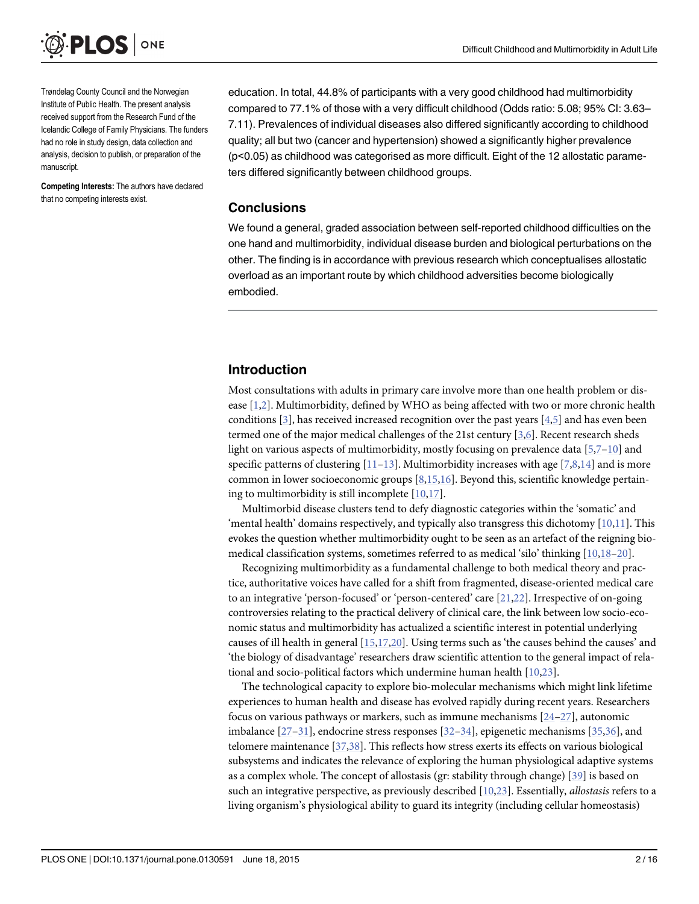Trøndelag County Council and the Norwegian Institute of Public Health. The present analysis received support from the Research Fund of the Icelandic College of Family Physicians. The funders had no role in study design, data collection and analysis, decision to publish, or preparation of the manuscript.

**Competing Interests:** The authors have declared that no competing interests exist.

education. In total, 44.8% of participants with a very good childhood had multimorbidity compared to 77.1% of those with a very difficult childhood (Odds ratio: 5.08; 95% CI: 3.63–7.11). Prevalences of individual diseases also differed significantly according to childhood quality; all but two (cancer and hypertension) showed a significantly higher prevalence ($p<0.05$) as childhood was categorised as more difficult. Eight of the 12 allostatic parameters differed significantly between childhood groups.

### Conclusions

We found a general, graded association between self-reported childhood difficulties on the one hand and multimorbidity, individual disease burden and biological perturbations on the other. The finding is in accordance with previous research which conceptualises allostatic overload as an important route by which childhood adversities become biologically embodied.

## Introduction

Most consultations with adults in primary care involve more than one health problem or disease [1,2]. Multimorbidity, defined by WHO as being affected with two or more chronic health conditions [3], has received increased recognition over the past years [4,5] and has even been termed one of the major medical challenges of the 21st century [3,6]. Recent research sheds light on various aspects of multimorbidity, mostly focusing on prevalence data [5,7–10] and specific patterns of clustering [11–13]. Multimorbidity increases with age [7,8,14] and is more common in lower socioeconomic groups [8,15,16]. Beyond this, scientific knowledge pertaining to multimorbidity is still incomplete [10,17].

Multimorbid disease clusters tend to defy diagnostic categories within the 'somatic' and 'mental health' domains respectively, and typically also transgress this dichotomy [10,11]. This evokes the question whether multimorbidity ought to be seen as an artefact of the reigning biomedical classification systems, sometimes referred to as medical 'silo' thinking [10,18–20].

Recognizing multimorbidity as a fundamental challenge to both medical theory and practice, authoritative voices have called for a shift from fragmented, disease-oriented medical care to an integrative 'person-focused' or 'person-centered' care [21,22]. Irrespective of on-going controversies relating to the practical delivery of clinical care, the link between low socio-economic status and multimorbidity has actualized a scientific interest in potential underlying causes of ill health in general [15,17,20]. Using terms such as 'the causes behind the causes' and 'the biology of disadvantage' researchers draw scientific attention to the general impact of relational and socio-political factors which undermine human health [10,23].

The technological capacity to explore bio-molecular mechanisms which might link lifetime experiences to human health and disease has evolved rapidly during recent years. Researchers focus on various pathways or markers, such as immune mechanisms [24–27], autonomic imbalance [27–31], endocrine stress responses [32–34], epigenetic mechanisms [35,36], and telomere maintenance [37,38]. This reflects how stress exerts its effects on various biological subsystems and indicates the relevance of exploring the human physiological adaptive systems as a complex whole. The concept of allostasis (gr: stability through change) [39] is based on such an integrative perspective, as previously described [10,23]. Essentially, *allostasis* refers to a living organism's physiological ability to guard its integrity (including cellular homeostasis)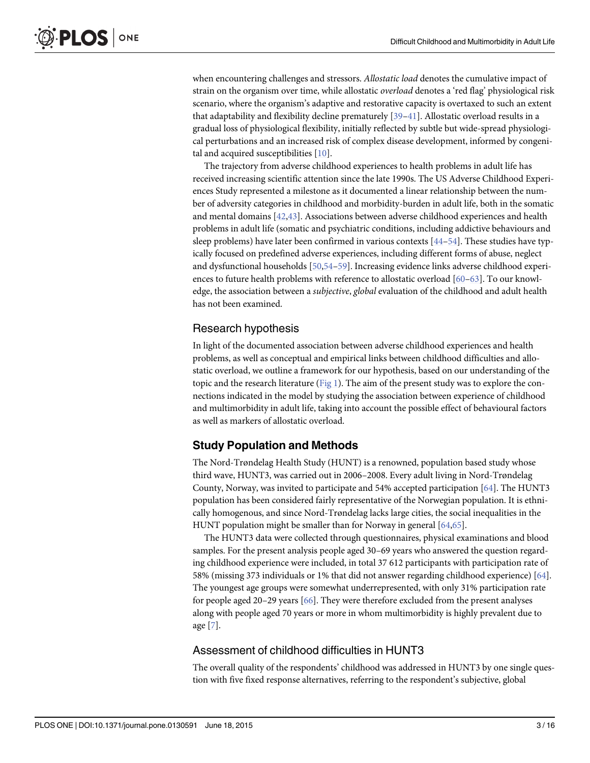when encountering challenges and stressors. *Allostatic load* denotes the cumulative impact of strain on the organism over time, while allostatic *overload* denotes a 'red flag' physiological risk scenario, where the organism's adaptive and restorative capacity is overtaxed to such an extent that adaptability and flexibility decline prematurely [39–41]. Allostatic overload results in a gradual loss of physiological flexibility, initially reflected by subtle but wide-spread physiological perturbations and an increased risk of complex disease development, informed by congenital and acquired susceptibilities [10].

The trajectory from adverse childhood experiences to health problems in adult life has received increasing scientific attention since the late 1990s. The US Adverse Childhood Experiences Study represented a milestone as it documented a linear relationship between the number of adversity categories in childhood and morbidity-burden in adult life, both in the somatic and mental domains [42,43]. Associations between adverse childhood experiences and health problems in adult life (somatic and psychiatric conditions, including addictive behaviours and sleep problems) have later been confirmed in various contexts [44–54]. These studies have typically focused on predefined adverse experiences, including different forms of abuse, neglect and dysfunctional households [50,54–59]. Increasing evidence links adverse childhood experiences to future health problems with reference to allostatic overload [60–63]. To our knowledge, the association between a *subjective*, *global* evaluation of the childhood and adult health has not been examined.

## Research hypothesis

In light of the documented association between adverse childhood experiences and health problems, as well as conceptual and empirical links between childhood difficulties and allostatic overload, we outline a framework for our hypothesis, based on our understanding of the topic and the research literature (Fig 1). The aim of the present study was to explore the connections indicated in the model by studying the association between experience of childhood and multimorbidity in adult life, taking into account the possible effect of behavioural factors as well as markers of allostatic overload.

# Study Population and Methods

The Nord-Trøndelag Health Study (HUNT) is a renowned, population based study whose third wave, HUNT3, was carried out in 2006–2008. Every adult living in Nord-Trøndelag County, Norway, was invited to participate and 54% accepted participation [64]. The HUNT3 population has been considered fairly representative of the Norwegian population. It is ethnically homogenous, and since Nord-Trøndelag lacks large cities, the social inequalities in the HUNT population might be smaller than for Norway in general [64,65].

The HUNT3 data were collected through questionnaires, physical examinations and blood samples. For the present analysis people aged 30–69 years who answered the question regarding childhood experience were included, in total 37 612 participants with participation rate of 58% (missing 373 individuals or 1% that did not answer regarding childhood experience) [64]. The youngest age groups were somewhat underrepresented, with only 31% participation rate for people aged 20–29 years [66]. They were therefore excluded from the present analyses along with people aged 70 years or more in whom multimorbidity is highly prevalent due to age [7].

## Assessment of childhood difficulties in HUNT3

The overall quality of the respondents' childhood was addressed in HUNT3 by one single question with five fixed response alternatives, referring to the respondent's subjective, global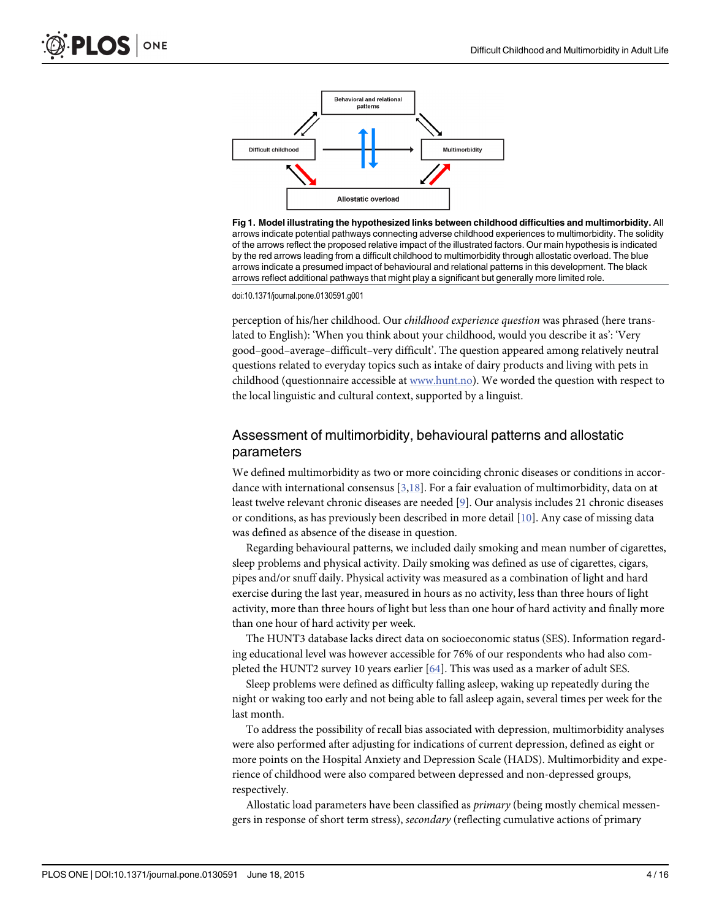Behavioral and relational patterns

Difficult childhood

Multimorbidity

Allostatic overload

**Fig 1. Model illustrating the hypothesized links between childhood difficulties and multimorbidity.** All arrows indicate potential pathways connecting adverse childhood experiences to multimorbidity. The solidity of the arrows reflect the proposed relative impact of the illustrated factors. Our main hypothesis is indicated by the red arrows leading from a difficult childhood to multimorbidity through allostatic overload. The blue arrows indicate a presumed impact of behavioural and relational patterns in this development. The black arrows reflect additional pathways that might play a significant but generally more limited role.

doi:10.1371/journal.pone.0130591.g001

perception of his/her childhood. Our *childhood experience question* was phrased (here translated to English): 'When you think about your childhood, would you describe it as': 'Very good–good–average–difficult–very difficult'. The question appeared among relatively neutral questions related to everyday topics such as intake of dairy products and living with pets in childhood (questionnaire accessible at www.hunt.no). We worded the question with respect to the local linguistic and cultural context, supported by a linguist.

## Assessment of multimorbidity, behavioural patterns and allostatic parameters

We defined multimorbidity as two or more coinciding chronic diseases or conditions in accordance with international consensus [3,18]. For a fair evaluation of multimorbidity, data on at least twelve relevant chronic diseases are needed [9]. Our analysis includes 21 chronic diseases or conditions, as has previously been described in more detail [10]. Any case of missing data was defined as absence of the disease in question.

Regarding behavioural patterns, we included daily smoking and mean number of cigarettes, sleep problems and physical activity. Daily smoking was defined as use of cigarettes, cigars, pipes and/or snuff daily. Physical activity was measured as a combination of light and hard exercise during the last year, measured in hours as no activity, less than three hours of light activity, more than three hours of light but less than one hour of hard activity and finally more than one hour of hard activity per week.

The HUNT3 database lacks direct data on socioeconomic status (SES). Information regarding educational level was however accessible for 76% of our respondents who had also completed the HUNT2 survey 10 years earlier [64]. This was used as a marker of adult SES.

Sleep problems were defined as difficulty falling asleep, waking up repeatedly during the night or waking too early and not being able to fall asleep again, several times per week for the last month.

To address the possibility of recall bias associated with depression, multimorbidity analyses were also performed after adjusting for indications of current depression, defined as eight or more points on the Hospital Anxiety and Depression Scale (HADS). Multimorbidity and experience of childhood were also compared between depressed and non-depressed groups, respectively.

Allostatic load parameters have been classified as *primary* (being mostly chemical messengers in response of short term stress), *secondary* (reflecting cumulative actions of primary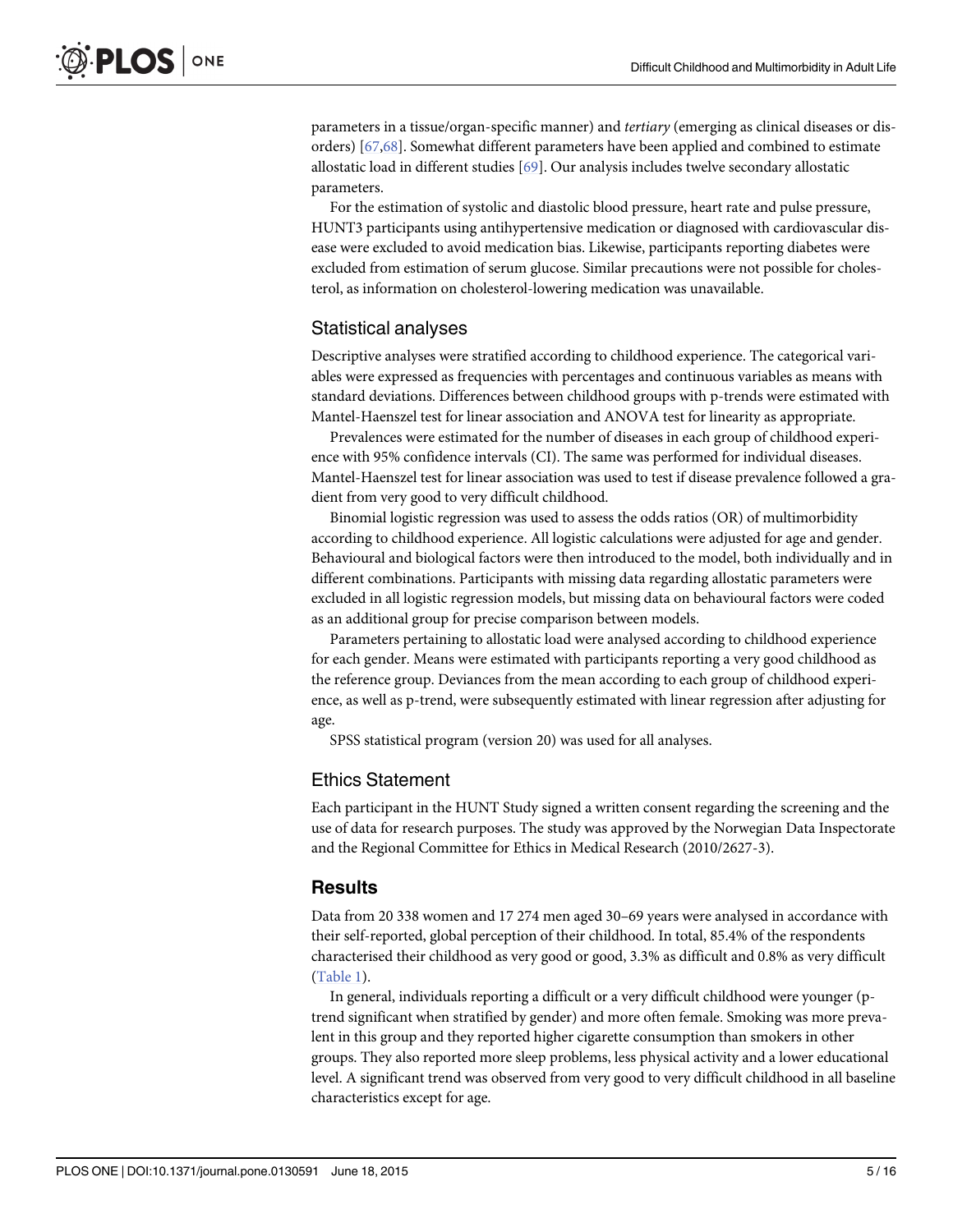parameters in a tissue/organ-specific manner) and *tertiary* (emerging as clinical diseases or disorders) [67,68]. Somewhat different parameters have been applied and combined to estimate allostatic load in different studies [69]. Our analysis includes twelve secondary allostatic parameters.

For the estimation of systolic and diastolic blood pressure, heart rate and pulse pressure, HUNT3 participants using antihypertensive medication or diagnosed with cardiovascular disease were excluded to avoid medication bias. Likewise, participants reporting diabetes were excluded from estimation of serum glucose. Similar precautions were not possible for cholesterol, as information on cholesterol-lowering medication was unavailable.

### Statistical analyses

Descriptive analyses were stratified according to childhood experience. The categorical variables were expressed as frequencies with percentages and continuous variables as means with standard deviations. Differences between childhood groups with p-trends were estimated with Mantel-Haenszel test for linear association and ANOVA test for linearity as appropriate.

Prevalences were estimated for the number of diseases in each group of childhood experience with 95% confidence intervals (CI). The same was performed for individual diseases. Mantel-Haenszel test for linear association was used to test if disease prevalence followed a gradient from very good to very difficult childhood.

Binomial logistic regression was used to assess the odds ratios (OR) of multimorbidity according to childhood experience. All logistic calculations were adjusted for age and gender. Behavioural and biological factors were then introduced to the model, both individually and in different combinations. Participants with missing data regarding allostatic parameters were excluded in all logistic regression models, but missing data on behavioural factors were coded as an additional group for precise comparison between models.

Parameters pertaining to allostatic load were analysed according to childhood experience for each gender. Means were estimated with participants reporting a very good childhood as the reference group. Deviances from the mean according to each group of childhood experience, as well as p-trend, were subsequently estimated with linear regression after adjusting for age.

SPSS statistical program (version 20) was used for all analyses.

### Ethics Statement

Each participant in the HUNT Study signed a written consent regarding the screening and the use of data for research purposes. The study was approved by the Norwegian Data Inspectorate and the Regional Committee for Ethics in Medical Research (2010/2627-3).

## Results

Data from 20 338 women and 17 274 men aged 30–69 years were analysed in accordance with their self-reported, global perception of their childhood. In total, 85.4% of the respondents characterised their childhood as very good or good, 3.3% as difficult and 0.8% as very difficult (Table 1).

In general, individuals reporting a difficult or a very difficult childhood were younger (p-trend significant when stratified by gender) and more often female. Smoking was more prevalent in this group and they reported higher cigarette consumption than smokers in other groups. They also reported more sleep problems, less physical activity and a lower educational level. A significant trend was observed from very good to very difficult childhood in all baseline characteristics except for age.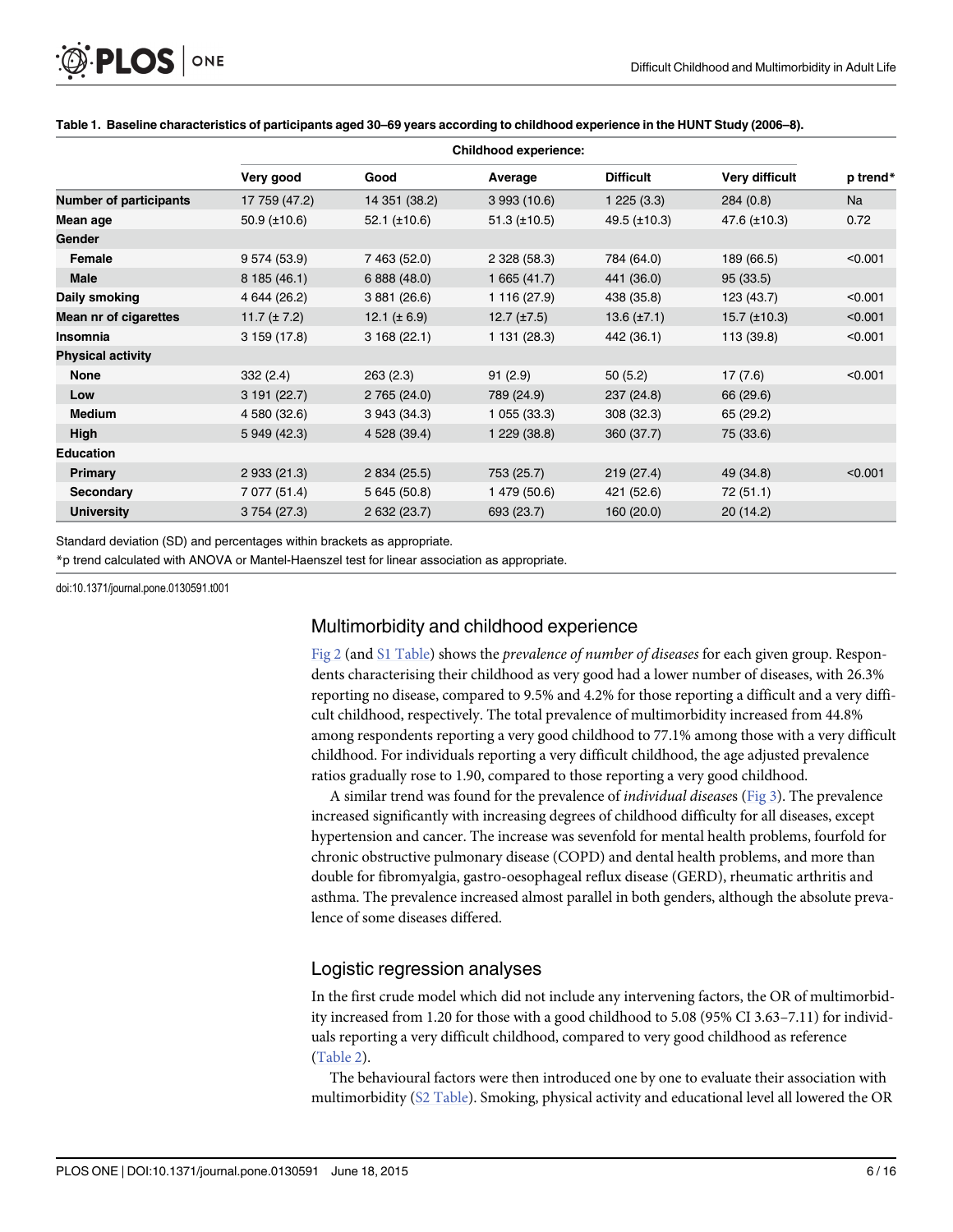**Table 1. Baseline characteristics of participants aged 30–69 years according to childhood experience in the HUNT Study (2006–8).**

| | Childhood experience: | | | | | |
|---|---|---|---|---|---|---|
| | Very good | Good | Average | Difficult | Very difficult | p trend* |
| **Number of participants** | 17 759 (47.2) | 14 351 (38.2) | 3 993 (10.6) | 1 225 (3.3) | 284 (0.8) | Na |
| **Mean age** | 50.9 (±10.6) | 52.1 (±10.6) | 51.3 (±10.5) | 49.5 (±10.3) | 47.6 (±10.3) | 0.72 |
| **Gender** | | | | | | |
| **Female** | 9 574 (53.9) | 7 463 (52.0) | 2 328 (58.3) | 784 (64.0) | 189 (66.5) | <0.001 |
| **Male** | 8 185 (46.1) | 6 888 (48.0) | 1 665 (41.7) | 441 (36.0) | 95 (33.5) | |
| **Daily smoking** | 4 644 (26.2) | 3 881 (26.6) | 1 116 (27.9) | 438 (35.8) | 123 (43.7) | <0.001 |
| **Mean nr of cigarettes** | 11.7 (± 7.2) | 12.1 (± 6.9) | 12.7 (±7.5) | 13.6 (±7.1) | 15.7 (±10.3) | <0.001 |
| **Insomnia** | 3 159 (17.8) | 3 168 (22.1) | 1 131 (28.3) | 442 (36.1) | 113 (39.8) | <0.001 |
| **Physical activity** | | | | | | |
| **None** | 332 (2.4) | 263 (2.3) | 91 (2.9) | 50 (5.2) | 17 (7.6) | <0.001 |
| **Low** | 3 191 (22.7) | 2 765 (24.0) | 789 (24.9) | 237 (24.8) | 66 (29.6) | |
| **Medium** | 4 580 (32.6) | 3 943 (34.3) | 1 055 (33.3) | 308 (32.3) | 65 (29.2) | |
| **High** | 5 949 (42.3) | 4 528 (39.4) | 1 229 (38.8) | 360 (37.7) | 75 (33.6) | |
| **Education** | | | | | | |
| **Primary** | 2 933 (21.3) | 2 834 (25.5) | 753 (25.7) | 219 (27.4) | 49 (34.8) | <0.001 |
| **Secondary** | 7 077 (51.4) | 5 645 (50.8) | 1 479 (50.6) | 421 (52.6) | 72 (51.1) | |
| **University** | 3 754 (27.3) | 2 632 (23.7) | 693 (23.7) | 160 (20.0) | 20 (14.2) | |

Standard deviation (SD) and percentages within brackets as appropriate.

*p trend calculated with ANOVA or Mantel-Haenszel test for linear association as appropriate.

doi:10.1371/journal.pone.0130591.t001

## Multimorbidity and childhood experience

Fig 2 (and S1 Table) shows the *prevalence of number of diseases* for each given group. Respondents characterising their childhood as very good had a lower number of diseases, with 26.3% reporting no disease, compared to 9.5% and 4.2% for those reporting a difficult and a very difficult childhood, respectively. The total prevalence of multimorbidity increased from 44.8% among respondents reporting a very good childhood to 77.1% among those with a very difficult childhood. For individuals reporting a very difficult childhood, the age adjusted prevalence ratios gradually rose to 1.90, compared to those reporting a very good childhood.

A similar trend was found for the prevalence of *individual diseases* (Fig 3). The prevalence increased significantly with increasing degrees of childhood difficulty for all diseases, except hypertension and cancer. The increase was sevenfold for mental health problems, fourfold for chronic obstructive pulmonary disease (COPD) and dental health problems, and more than double for fibromyalgia, gastro-oesophageal reflux disease (GERD), rheumatic arthritis and asthma. The prevalence increased almost parallel in both genders, although the absolute prevalence of some diseases differed.

## Logistic regression analyses

In the first crude model which did not include any intervening factors, the OR of multimorbidity increased from 1.20 for those with a good childhood to 5.08 (95% CI 3.63–7.11) for individuals reporting a very difficult childhood, compared to very good childhood as reference (Table 2).

The behavioural factors were then introduced one by one to evaluate their association with multimorbidity (S2 Table). Smoking, physical activity and educational level all lowered the OR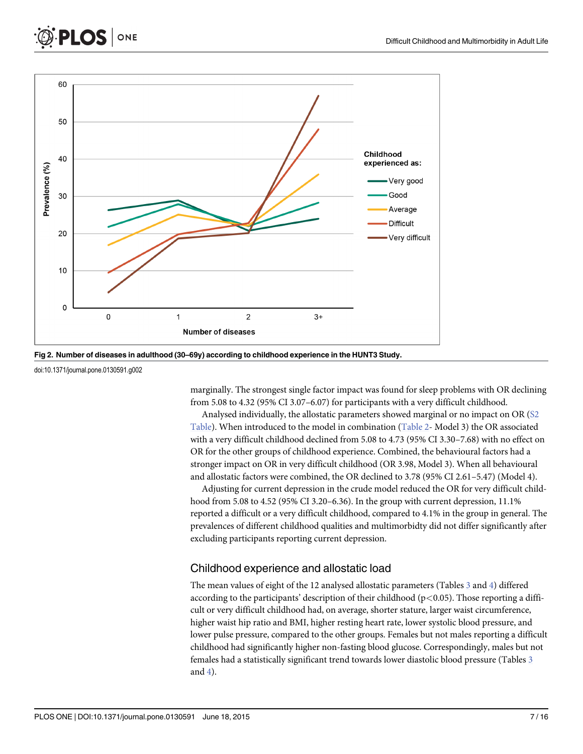Fig 2. Number of diseases in adulthood (30–69y) according to childhood experience in the HUNT3 Study.

doi:10.1371/journal.pone.0130591.g002

marginally. The strongest single factor impact was found for sleep problems with OR declining from 5.08 to 4.32 (95% CI 3.07–6.07) for participants with a very difficult childhood.

Analysed individually, the allostatic parameters showed marginal or no impact on OR (S2 Table). When introduced to the model in combination (Table 2- Model 3) the OR associated with a very difficult childhood declined from 5.08 to 4.73 (95% CI 3.30–7.68) with no effect on OR for the other groups of childhood experience. Combined, the behavioural factors had a stronger impact on OR in very difficult childhood (OR 3.98, Model 3). When all behavioural and allostatic factors were combined, the OR declined to 3.78 (95% CI 2.61–5.47) (Model 4).

Adjusting for current depression in the crude model reduced the OR for very difficult childhood from 5.08 to 4.52 (95% CI 3.20–6.36). In the group with current depression, 11.1% reported a difficult or a very difficult childhood, compared to 4.1% in the group in general. The prevalences of different childhood qualities and multimorbidty did not differ significantly after excluding participants reporting current depression.

## Childhood experience and allostatic load

The mean values of eight of the 12 analysed allostatic parameters (Tables 3 and 4) differed according to the participants' description of their childhood ($p<0.05$). Those reporting a difficult or very difficult childhood had, on average, shorter stature, larger waist circumference, higher waist hip ratio and BMI, higher resting heart rate, lower systolic blood pressure, and lower pulse pressure, compared to the other groups. Females but not males reporting a difficult childhood had significantly higher non-fasting blood glucose. Correspondingly, males but not females had a statistically significant trend towards lower diastolic blood pressure (Tables 3 and 4).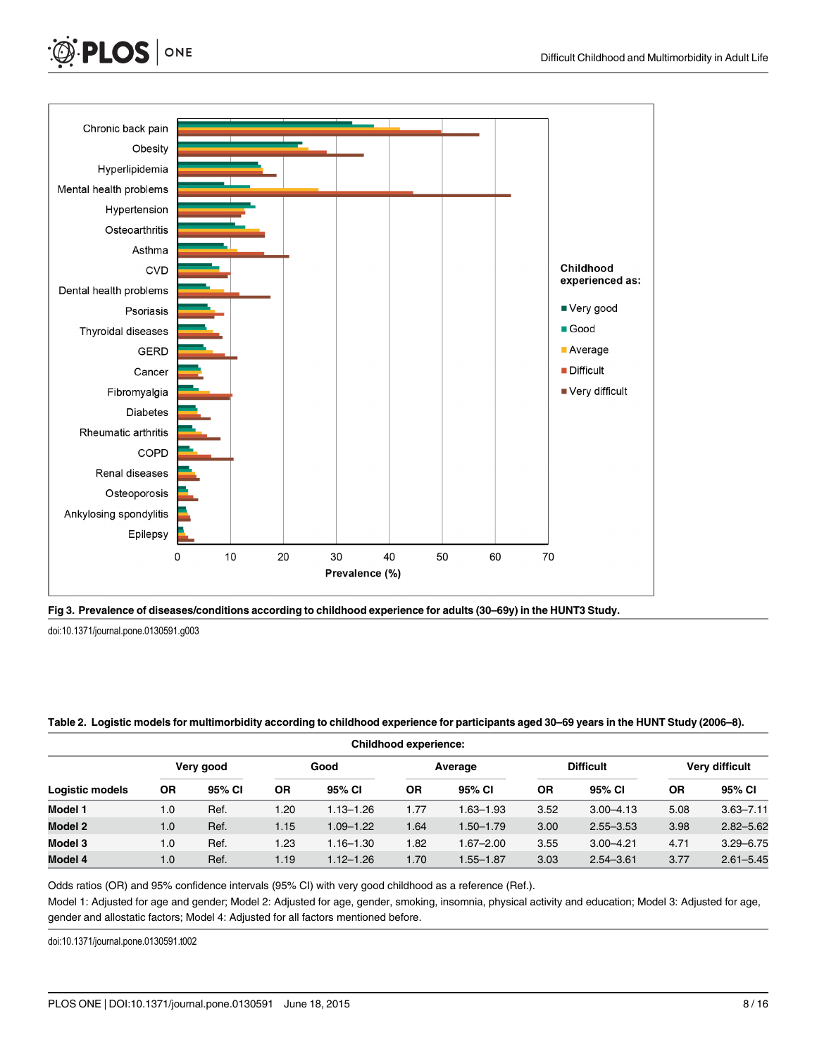Fig 3. Prevalence of diseases/conditions according to childhood experience for adults (30–69y) in the HUNT3 Study.

doi:10.1371/journal.pone.0130591.g003

**Table 2. Logistic models for multimorbidity according to childhood experience for participants aged 30–69 years in the HUNT Study (2006–8).**

| | Childhood experience: | | | | | | | | | |
|---|---|---|---|---|---|---|---|---|---|---|
| | Very good | | Good | | Average | | Difficult | | Very difficult | |
| Logistic models | OR | 95% CI | OR | 95% CI | OR | 95% CI | OR | 95% CI | OR | 95% CI |
| **Model 1** | 1.0 | Ref. | 1.20 | 1.13–1.26 | 1.77 | 1.63–1.93 | 3.52 | 3.00–4.13 | 5.08 | 3.63–7.11 |
| **Model 2** | 1.0 | Ref. | 1.15 | 1.09–1.22 | 1.64 | 1.50–1.79 | 3.00 | 2.55–3.53 | 3.98 | 2.82–5.62 |
| **Model 3** | 1.0 | Ref. | 1.23 | 1.16–1.30 | 1.82 | 1.67–2.00 | 3.55 | 3.00–4.21 | 4.71 | 3.29–6.75 |
| **Model 4** | 1.0 | Ref. | 1.19 | 1.12–1.26 | 1.70 | 1.55–1.87 | 3.03 | 2.54–3.61 | 3.77 | 2.61–5.45 |

Odds ratios (OR) and 95% confidence intervals (95% CI) with very good childhood as a reference (Ref.).

Model 1: Adjusted for age and gender; Model 2: Adjusted for age, gender, smoking, insomnia, physical activity and education; Model 3: Adjusted for age, gender and allostatic factors; Model 4: Adjusted for all factors mentioned before.

doi:10.1371/journal.pone.0130591.t002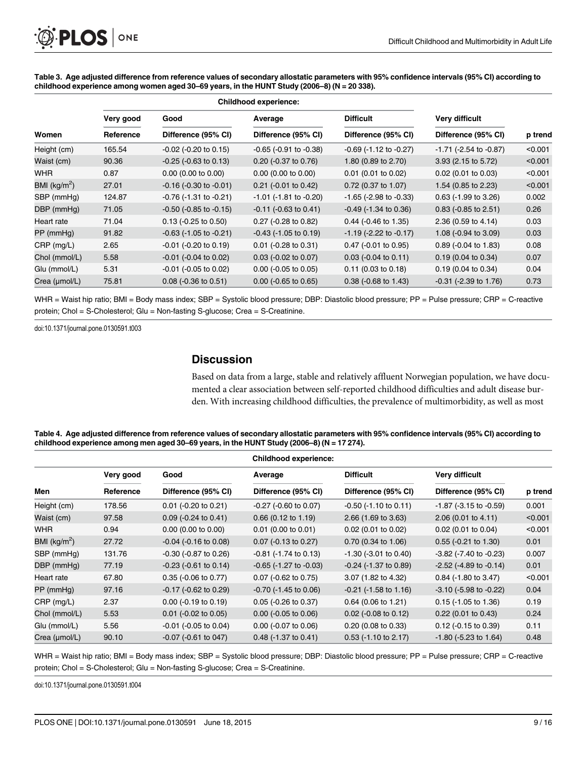**Table 3. Age adjusted difference from reference values of secondary allostatic parameters with 95% confidence intervals (95% CI) according to childhood experience among women aged 30–69 years, in the HUNT Study (2006–8) (N = 20 338).**

| | Childhood experience: | | | | | |
|---|---|---|---|---|---|---|
| | Very good | Good | Average | Difficult | Very difficult | |
| Women | Reference | Difference (95% CI) | Difference (95% CI) | Difference (95% CI) | Difference (95% CI) | p trend |
| Height (cm) | 165.54 | -0.02 (-0.20 to 0.15) | -0.65 (-0.91 to -0.38) | -0.69 (-1.12 to -0.27) | -1.71 (-2.54 to -0.87) | <0.001 |
| Waist (cm) | 90.36 | -0.25 (-0.63 to 0.13) | 0.20 (-0.37 to 0.76) | 1.80 (0.89 to 2.70) | 3.93 (2.15 to 5.72) | <0.001 |
| WHR | 0.87 | 0.00 (0.00 to 0.00) | 0.00 (0.00 to 0.00) | 0.01 (0.01 to 0.02) | 0.02 (0.01 to 0.03) | <0.001 |
| BMI (kg/m$^2$) | 27.01 | -0.16 (-0.30 to -0.01) | 0.21 (-0.01 to 0.42) | 0.72 (0.37 to 1.07) | 1.54 (0.85 to 2.23) | <0.001 |
| SBP (mmHg) | 124.87 | -0.76 (-1.31 to -0.21) | -1.01 (-1.81 to -0.20) | -1.65 (-2.98 to -0.33) | 0.63 (-1.99 to 3.26) | 0.002 |
| DBP (mmHg) | 71.05 | -0.50 (-0.85 to -0.15) | -0.11 (-0.63 to 0.41) | -0.49 (-1.34 to 0.36) | 0.83 (-0.85 to 2.51) | 0.26 |
| Heart rate | 71.04 | 0.13 (-0.25 to 0.50) | 0.27 (-0.28 to 0.82) | 0.44 (-0.46 to 1.35) | 2.36 (0.59 to 4.14) | 0.03 |
| PP (mmHg) | 91.82 | -0.63 (-1.05 to -0.21) | -0.43 (-1.05 to 0.19) | -1.19 (-2.22 to -0.17) | 1.08 (-0.94 to 3.09) | 0.03 |
| CRP (mg/L) | 2.65 | -0.01 (-0.20 to 0.19) | 0.01 (-0.28 to 0.31) | 0.47 (-0.01 to 0.95) | 0.89 (-0.04 to 1.83) | 0.08 |
| Chol (mmol/L) | 5.58 | -0.01 (-0.04 to 0.02) | 0.03 (-0.02 to 0.07) | 0.03 (-0.04 to 0.11) | 0.19 (0.04 to 0.34) | 0.07 |
| Glu (mmol/L) | 5.31 | -0.01 (-0.05 to 0.02) | 0.00 (-0.05 to 0.05) | 0.11 (0.03 to 0.18) | 0.19 (0.04 to 0.34) | 0.04 |
| Crea (µmol/L) | 75.81 | 0.08 (-0.36 to 0.51) | 0.00 (-0.65 to 0.65) | 0.38 (-0.68 to 1.43) | -0.31 (-2.39 to 1.76) | 0.73 |

WHR = Waist hip ratio; BMI = Body mass index; SBP = Systolic blood pressure; DBP: Diastolic blood pressure; PP = Pulse pressure; CRP = C-reactive protein; Chol = S-Cholesterol; Glu = Non-fasting S-glucose; Crea = S-Creatinine.

doi:10.1371/journal.pone.0130591.t003

## Discussion

Based on data from a large, stable and relatively affluent Norwegian population, we have documented a clear association between self-reported childhood difficulties and adult disease burden. With increasing childhood difficulties, the prevalence of multimorbidity, as well as most

**Table 4. Age adjusted difference from reference values of secondary allostatic parameters with 95% confidence intervals (95% CI) according to childhood experience among men aged 30–69 years, in the HUNT Study (2006–8) (N = 17 274).**

| | Childhood experience: | | | | | |
|---|---|---|---|---|---|---|
| | Very good | Good | Average | Difficult | Very difficult | |
| Men | Reference | Difference (95% CI) | Difference (95% CI) | Difference (95% CI) | Difference (95% CI) | p trend |
| Height (cm) | 178.56 | 0.01 (-0.20 to 0.21) | -0.27 (-0.60 to 0.07) | -0.50 (-1.10 to 0.11) | -1.87 (-3.15 to -0.59) | 0.001 |
| Waist (cm) | 97.58 | 0.09 (-0.24 to 0.41) | 0.66 (0.12 to 1.19) | 2.66 (1.69 to 3.63) | 2.06 (0.01 to 4.11) | <0.001 |
| WHR | 0.94 | 0.00 (0.00 to 0.00) | 0.01 (0.00 to 0.01) | 0.02 (0.01 to 0.02) | 0.02 (0.01 to 0.04) | <0.001 |
| BMI (kg/m$^2$) | 27.72 | -0.04 (-0.16 to 0.08) | 0.07 (-0.13 to 0.27) | 0.70 (0.34 to 1.06) | 0.55 (-0.21 to 1.30) | 0.01 |
| SBP (mmHg) | 131.76 | -0.30 (-0.87 to 0.26) | -0.81 (-1.74 to 0.13) | -1.30 (-3.01 to 0.40) | -3.82 (-7.40 to -0.23) | 0.007 |
| DBP (mmHg) | 77.19 | -0.23 (-0.61 to 0.14) | -0.65 (-1.27 to -0.03) | -0.24 (-1.37 to 0.89) | -2.52 (-4.89 to -0.14) | 0.01 |
| Heart rate | 67.80 | 0.35 (-0.06 to 0.77) | 0.07 (-0.62 to 0.75) | 3.07 (1.82 to 4.32) | 0.84 (-1.80 to 3.47) | <0.001 |
| PP (mmHg) | 97.16 | -0.17 (-0.62 to 0.29) | -0.70 (-1.45 to 0.06) | -0.21 (-1.58 to 1.16) | -3.10 (-5.98 to -0.22) | 0.04 |
| CRP (mg/L) | 2.37 | 0.00 (-0.19 to 0.19) | 0.05 (-0.26 to 0.37) | 0.64 (0.06 to 1.21) | 0.15 (-1.05 to 1.36) | 0.19 |
| Chol (mmol/L) | 5.53 | 0.01 (-0.02 to 0.05) | 0.00 (-0.05 to 0.06) | 0.02 (-0.08 to 0.12) | 0.22 (0.01 to 0.43) | 0.24 |
| Glu (mmol/L) | 5.56 | -0.01 (-0.05 to 0.04) | 0.00 (-0.07 to 0.06) | 0.20 (0.08 to 0.33) | 0.12 (-0.15 to 0.39) | 0.11 |
| Crea (µmol/L) | 90.10 | -0.07 (-0.61 to 047) | 0.48 (-1.37 to 0.41) | 0.53 (-1.10 to 2.17) | -1.80 (-5.23 to 1.64) | 0.48 |

WHR = Waist hip ratio; BMI = Body mass index; SBP = Systolic blood pressure; DBP: Diastolic blood pressure; PP = Pulse pressure; CRP = C-reactive protein; Chol = S-Cholesterol; Glu = Non-fasting S-glucose; Crea = S-Creatinine.

doi:10.1371/journal.pone.0130591.t004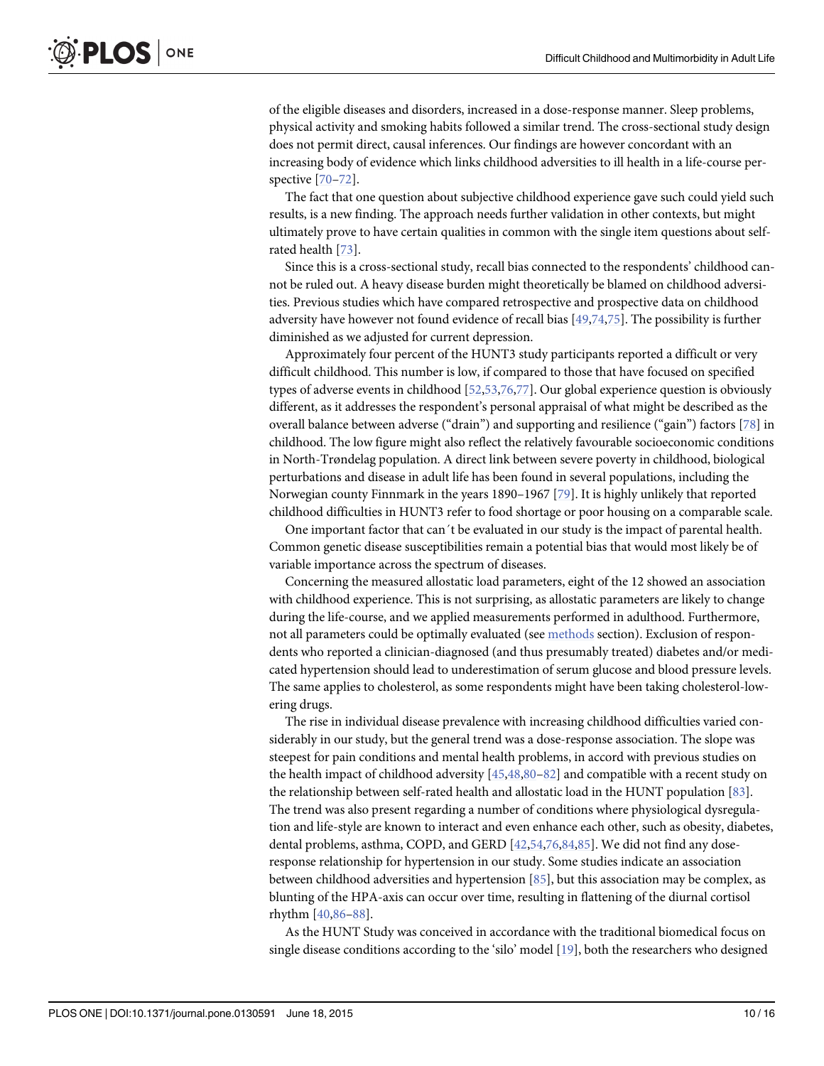of the eligible diseases and disorders, increased in a dose-response manner. Sleep problems, physical activity and smoking habits followed a similar trend. The cross-sectional study design does not permit direct, causal inferences. Our findings are however concordant with an increasing body of evidence which links childhood adversities to ill health in a life-course perspective [70–72].

The fact that one question about subjective childhood experience gave such could yield such results, is a new finding. The approach needs further validation in other contexts, but might ultimately prove to have certain qualities in common with the single item questions about self-rated health [73].

Since this is a cross-sectional study, recall bias connected to the respondents' childhood cannot be ruled out. A heavy disease burden might theoretically be blamed on childhood adversities. Previous studies which have compared retrospective and prospective data on childhood adversity have however not found evidence of recall bias [49,74,75]. The possibility is further diminished as we adjusted for current depression.

Approximately four percent of the HUNT3 study participants reported a difficult or very difficult childhood. This number is low, if compared to those that have focused on specified types of adverse events in childhood [52,53,76,77]. Our global experience question is obviously different, as it addresses the respondent's personal appraisal of what might be described as the overall balance between adverse ("drain") and supporting and resilience ("gain") factors [78] in childhood. The low figure might also reflect the relatively favourable socioeconomic conditions in North-Trøndelag population. A direct link between severe poverty in childhood, biological perturbations and disease in adult life has been found in several populations, including the Norwegian county Finnmark in the years 1890–1967 [79]. It is highly unlikely that reported childhood difficulties in HUNT3 refer to food shortage or poor housing on a comparable scale.

One important factor that can´t be evaluated in our study is the impact of parental health. Common genetic disease susceptibilities remain a potential bias that would most likely be of variable importance across the spectrum of diseases.

Concerning the measured allostatic load parameters, eight of the 12 showed an association with childhood experience. This is not surprising, as allostatic parameters are likely to change during the life-course, and we applied measurements performed in adulthood. Furthermore, not all parameters could be optimally evaluated (see methods section). Exclusion of respondents who reported a clinician-diagnosed (and thus presumably treated) diabetes and/or medicated hypertension should lead to underestimation of serum glucose and blood pressure levels. The same applies to cholesterol, as some respondents might have been taking cholesterol-lowering drugs.

The rise in individual disease prevalence with increasing childhood difficulties varied considerably in our study, but the general trend was a dose-response association. The slope was steepest for pain conditions and mental health problems, in accord with previous studies on the health impact of childhood adversity [45,48,80–82] and compatible with a recent study on the relationship between self-rated health and allostatic load in the HUNT population [83]. The trend was also present regarding a number of conditions where physiological dysregulation and life-style are known to interact and even enhance each other, such as obesity, diabetes, dental problems, asthma, COPD, and GERD [42,54,76,84,85]. We did not find any dose-response relationship for hypertension in our study. Some studies indicate an association between childhood adversities and hypertension [85], but this association may be complex, as blunting of the HPA-axis can occur over time, resulting in flattening of the diurnal cortisol rhythm [40,86–88].

As the HUNT Study was conceived in accordance with the traditional biomedical focus on single disease conditions according to the 'silo' model [19], both the researchers who designed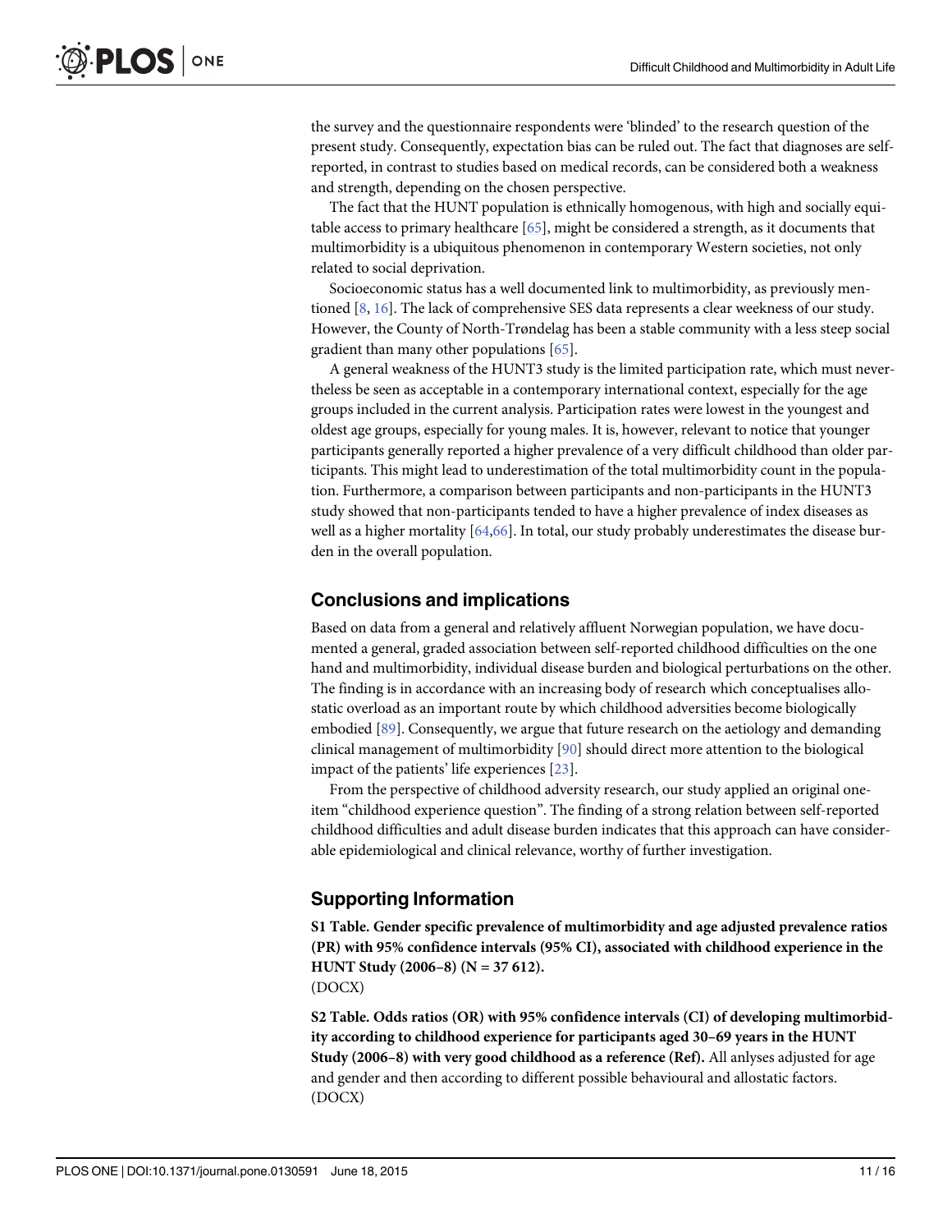the survey and the questionnaire respondents were 'blinded' to the research question of the present study. Consequently, expectation bias can be ruled out. The fact that diagnoses are self-reported, in contrast to studies based on medical records, can be considered both a weakness and strength, depending on the chosen perspective.

The fact that the HUNT population is ethnically homogenous, with high and socially equitable access to primary healthcare [65], might be considered a strength, as it documents that multimorbidity is a ubiquitous phenomenon in contemporary Western societies, not only related to social deprivation.

Socioeconomic status has a well documented link to multimorbidity, as previously mentioned [8, 16]. The lack of comprehensive SES data represents a clear weekness of our study. However, the County of North-Trøndelag has been a stable community with a less steep social gradient than many other populations [65].

A general weakness of the HUNT3 study is the limited participation rate, which must nevertheless be seen as acceptable in a contemporary international context, especially for the age groups included in the current analysis. Participation rates were lowest in the youngest and oldest age groups, especially for young males. It is, however, relevant to notice that younger participants generally reported a higher prevalence of a very difficult childhood than older participants. This might lead to underestimation of the total multimorbidity count in the population. Furthermore, a comparison between participants and non-participants in the HUNT3 study showed that non-participants tended to have a higher prevalence of index diseases as well as a higher mortality [64,66]. In total, our study probably underestimates the disease burden in the overall population.

## Conclusions and implications

Based on data from a general and relatively affluent Norwegian population, we have documented a general, graded association between self-reported childhood difficulties on the one hand and multimorbidity, individual disease burden and biological perturbations on the other. The finding is in accordance with an increasing body of research which conceptualises allostatic overload as an important route by which childhood adversities become biologically embodied [89]. Consequently, we argue that future research on the aetiology and demanding clinical management of multimorbidity [90] should direct more attention to the biological impact of the patients' life experiences [23].

From the perspective of childhood adversity research, our study applied an original one-item "childhood experience question". The finding of a strong relation between self-reported childhood difficulties and adult disease burden indicates that this approach can have considerable epidemiological and clinical relevance, worthy of further investigation.

## Supporting Information

**S1 Table. Gender specific prevalence of multimorbidity and age adjusted prevalence ratios (PR) with 95% confidence intervals (95% CI), associated with childhood experience in the HUNT Study (2006–8) (N = 37 612).**
(DOCX)

**S2 Table. Odds ratios (OR) with 95% confidence intervals (CI) of developing multimorbidity according to childhood experience for participants aged 30–69 years in the HUNT Study (2006–8) with very good childhood as a reference (Ref).** All anlyses adjusted for age and gender and then according to different possible behavioural and allostatic factors.
(DOCX)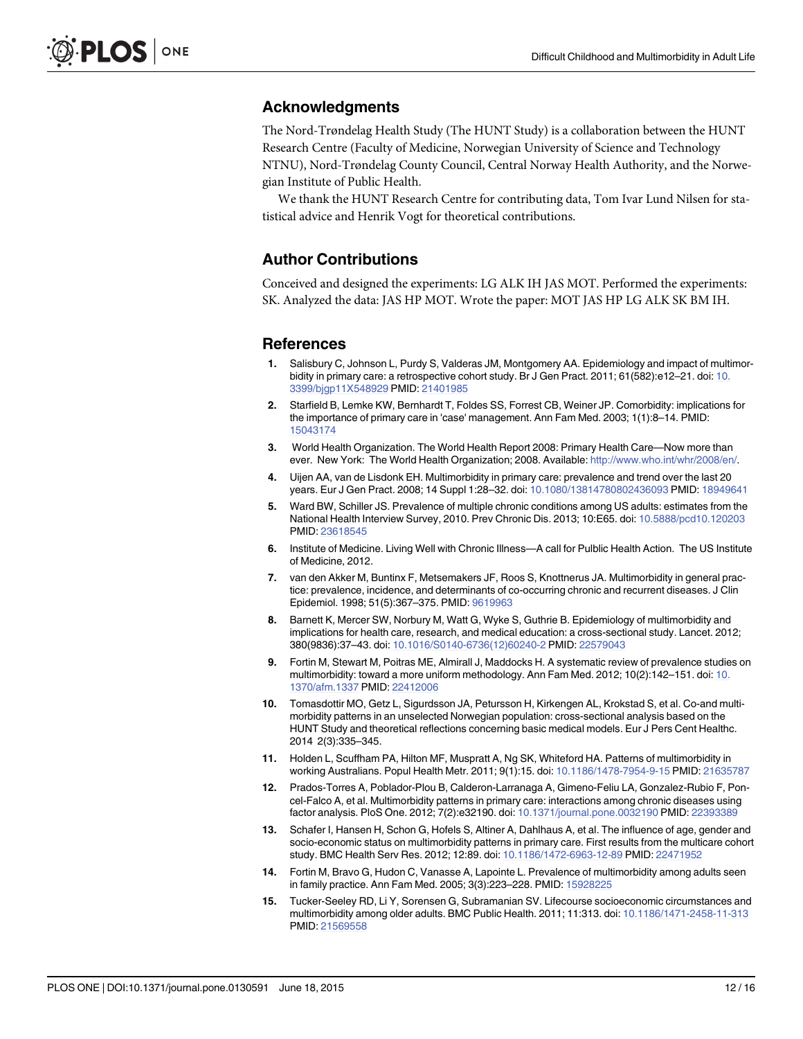## Acknowledgments

The Nord-Trøndelag Health Study (The HUNT Study) is a collaboration between the HUNT Research Centre (Faculty of Medicine, Norwegian University of Science and Technology NTNU), Nord-Trøndelag County Council, Central Norway Health Authority, and the Norwegian Institute of Public Health.

We thank the HUNT Research Centre for contributing data, Tom Ivar Lund Nilsen for statistical advice and Henrik Vogt for theoretical contributions.

## Author Contributions

Conceived and designed the experiments: LG ALK IH JAS MOT. Performed the experiments: SK. Analyzed the data: JAS HP MOT. Wrote the paper: MOT JAS HP LG ALK SK BM IH.

## References

1. Salisbury C, Johnson L, Purdy S, Valderas JM, Montgomery AA. Epidemiology and impact of multimorbidity in primary care: a retrospective cohort study. Br J Gen Pract. 2011; 61(582):e12–21. doi: 10.3399/bjgp11X548929 PMID: 21401985
2. Starfield B, Lemke KW, Bernhardt T, Foldes SS, Forrest CB, Weiner JP. Comorbidity: implications for the importance of primary care in 'case' management. Ann Fam Med. 2003; 1(1):8–14. PMID: 15043174
3. World Health Organization. The World Health Report 2008: Primary Health Care—Now more than ever. New York: The World Health Organization; 2008. Available: http://www.who.int/whr/2008/en/.
4. Uijen AA, van de Lisdonk EH. Multimorbidity in primary care: prevalence and trend over the last 20 years. Eur J Gen Pract. 2008; 14 Suppl 1:28–32. doi: 10.1080/13814780802436093 PMID: 18949641
5. Ward BW, Schiller JS. Prevalence of multiple chronic conditions among US adults: estimates from the National Health Interview Survey, 2010. Prev Chronic Dis. 2013; 10:E65. doi: 10.5888/pcd10.120203 PMID: 23618545
6. Institute of Medicine. Living Well with Chronic Illness—A call for Pulblic Health Action. The US Institute of Medicine, 2012.
7. van den Akker M, Buntinx F, Metsemakers JF, Roos S, Knottnerus JA. Multimorbidity in general practice: prevalence, incidence, and determinants of co-occurring chronic and recurrent diseases. J Clin Epidemiol. 1998; 51(5):367–375. PMID: 9619963
8. Barnett K, Mercer SW, Norbury M, Watt G, Wyke S, Guthrie B. Epidemiology of multimorbidity and implications for health care, research, and medical education: a cross-sectional study. Lancet. 2012; 380(9836):37–43. doi: 10.1016/S0140-6736(12)60240-2 PMID: 22579043
9. Fortin M, Stewart M, Poitras ME, Almirall J, Maddocks H. A systematic review of prevalence studies on multimorbidity: toward a more uniform methodology. Ann Fam Med. 2012; 10(2):142–151. doi: 10.1370/afm.1337 PMID: 22412006
10. Tomasdottir MO, Getz L, Sigurdsson JA, Petursson H, Kirkengen AL, Krokstad S, et al. Co-and multimorbidity patterns in an unselected Norwegian population: cross-sectional analysis based on the HUNT Study and theoretical reflections concerning basic medical models. Eur J Pers Cent Healthc. 2014 2(3):335–345.
11. Holden L, Scuffham PA, Hilton MF, Muspratt A, Ng SK, Whiteford HA. Patterns of multimorbidity in working Australians. Popul Health Metr. 2011; 9(1):15. doi: 10.1186/1478-7954-9-15 PMID: 21635787
12. Prados-Torres A, Poblador-Plou B, Calderon-Larranaga A, Gimeno-Feliu LA, Gonzalez-Rubio F, Poncel-Falco A, et al. Multimorbidity patterns in primary care: interactions among chronic diseases using factor analysis. PloS One. 2012; 7(2):e32190. doi: 10.1371/journal.pone.0032190 PMID: 22393389
13. Schafer I, Hansen H, Schon G, Hofels S, Altiner A, Dahlhaus A, et al. The influence of age, gender and socio-economic status on multimorbidity patterns in primary care. First results from the multicare cohort study. BMC Health Serv Res. 2012; 12:89. doi: 10.1186/1472-6963-12-89 PMID: 22471952
14. Fortin M, Bravo G, Hudon C, Vanasse A, Lapointe L. Prevalence of multimorbidity among adults seen in family practice. Ann Fam Med. 2005; 3(3):223–228. PMID: 15928225
15. Tucker-Seeley RD, Li Y, Sorensen G, Subramanian SV. Lifecourse socioeconomic circumstances and multimorbidity among older adults. BMC Public Health. 2011; 11:313. doi: 10.1186/1471-2458-11-313 PMID: 21569558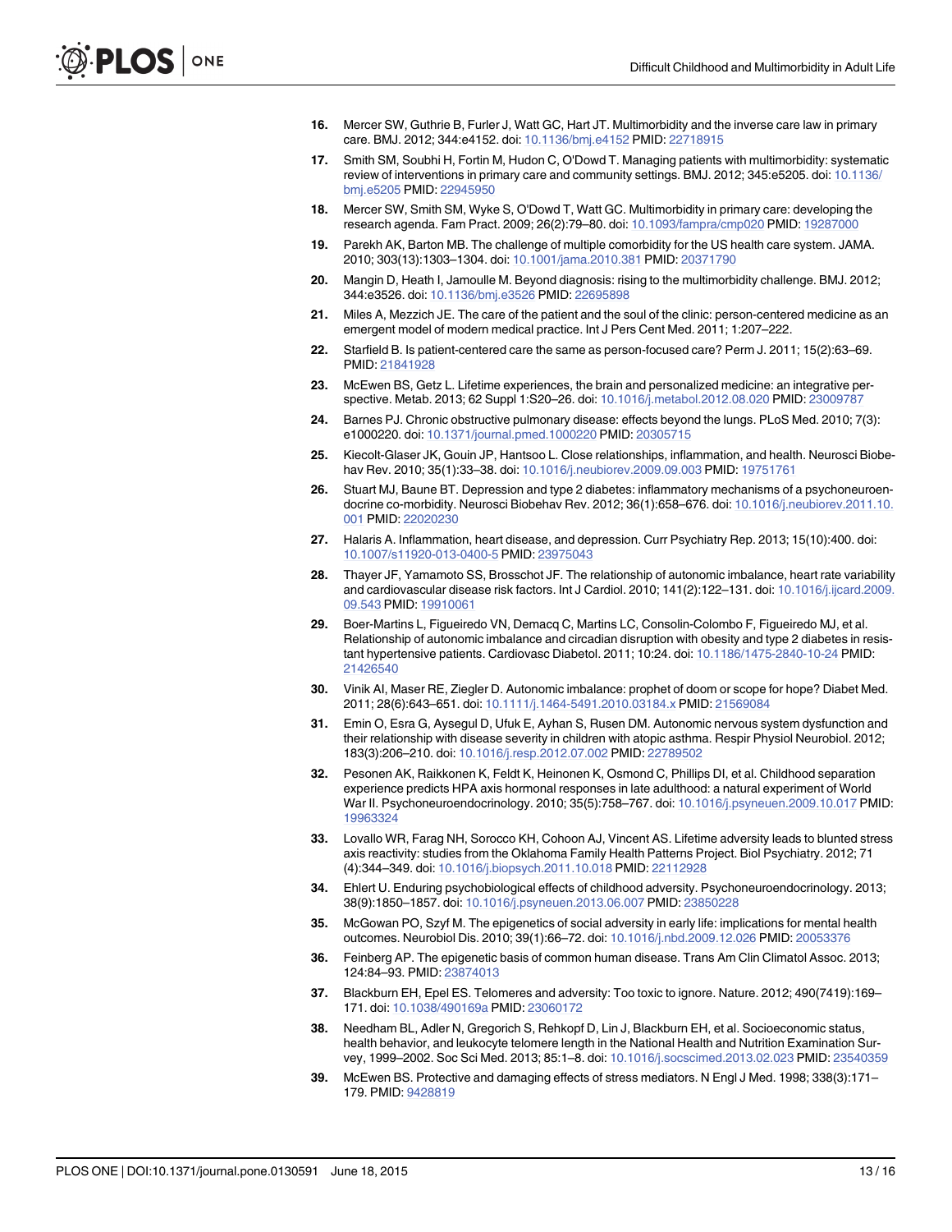16. Mercer SW, Guthrie B, Furler J, Watt GC, Hart JT. Multimorbidity and the inverse care law in primary care. BMJ. 2012; 344:e4152. doi: 10.1136/bmj.e4152 PMID: 22718915

17. Smith SM, Soubhi H, Fortin M, Hudon C, O'Dowd T. Managing patients with multimorbidity: systematic review of interventions in primary care and community settings. BMJ. 2012; 345:e5205. doi: 10.1136/bmj.e5205 PMID: 22945950

18. Mercer SW, Smith SM, Wyke S, O'Dowd T, Watt GC. Multimorbidity in primary care: developing the research agenda. Fam Pract. 2009; 26(2):79–80. doi: 10.1093/fampra/cmp020 PMID: 19287000

19. Parekh AK, Barton MB. The challenge of multiple comorbidity for the US health care system. JAMA. 2010; 303(13):1303–1304. doi: 10.1001/jama.2010.381 PMID: 20371790

20. Mangin D, Heath I, Jamoulle M. Beyond diagnosis: rising to the multimorbidity challenge. BMJ. 2012; 344:e3526. doi: 10.1136/bmj.e3526 PMID: 22695898

21. Miles A, Mezzich JE. The care of the patient and the soul of the clinic: person-centered medicine as an emergent model of modern medical practice. Int J Pers Cent Med. 2011; 1:207–222.

22. Starfield B. Is patient-centered care the same as person-focused care? Perm J. 2011; 15(2):63–69. PMID: 21841928

23. McEwen BS, Getz L. Lifetime experiences, the brain and personalized medicine: an integrative perspective. Metab. 2013; 62 Suppl 1:S20–26. doi: 10.1016/j.metabol.2012.08.020 PMID: 23009787

24. Barnes PJ. Chronic obstructive pulmonary disease: effects beyond the lungs. PLoS Med. 2010; 7(3): e1000220. doi: 10.1371/journal.pmed.1000220 PMID: 20305715

25. Kiecolt-Glaser JK, Gouin JP, Hantsoo L. Close relationships, inflammation, and health. Neurosci Biobehav Rev. 2010; 35(1):33–38. doi: 10.1016/j.neubiorev.2009.09.003 PMID: 19751761

26. Stuart MJ, Baune BT. Depression and type 2 diabetes: inflammatory mechanisms of a psychoneuroendocrine co-morbidity. Neurosci Biobehav Rev. 2012; 36(1):658–676. doi: 10.1016/j.neubiorev.2011.10.001 PMID: 22020230

27. Halaris A. Inflammation, heart disease, and depression. Curr Psychiatry Rep. 2013; 15(10):400. doi: 10.1007/s11920-013-0400-5 PMID: 23975043

28. Thayer JF, Yamamoto SS, Brosschot JF. The relationship of autonomic imbalance, heart rate variability and cardiovascular disease risk factors. Int J Cardiol. 2010; 141(2):122–131. doi: 10.1016/j.ijcard.2009.09.543 PMID: 19910061

29. Boer-Martins L, Figueiredo VN, Demacq C, Martins LC, Consolin-Colombo F, Figueiredo MJ, et al. Relationship of autonomic imbalance and circadian disruption with obesity and type 2 diabetes in resistant hypertensive patients. Cardiovasc Diabetol. 2011; 10:24. doi: 10.1186/1475-2840-10-24 PMID: 21426540

30. Vinik AI, Maser RE, Ziegler D. Autonomic imbalance: prophet of doom or scope for hope? Diabet Med. 2011; 28(6):643–651. doi: 10.1111/j.1464-5491.2010.03184.x PMID: 21569084

31. Emin O, Esra G, Aysegul D, Ufuk E, Ayhan S, Rusen DM. Autonomic nervous system dysfunction and their relationship with disease severity in children with atopic asthma. Respir Physiol Neurobiol. 2012; 183(3):206–210. doi: 10.1016/j.resp.2012.07.002 PMID: 22789502

32. Pesonen AK, Raikkonen K, Feldt K, Heinonen K, Osmond C, Phillips DI, et al. Childhood separation experience predicts HPA axis hormonal responses in late adulthood: a natural experiment of World War II. Psychoneuroendocrinology. 2010; 35(5):758–767. doi: 10.1016/j.psyneuen.2009.10.017 PMID: 19963324

33. Lovallo WR, Farag NH, Sorocco KH, Cohoon AJ, Vincent AS. Lifetime adversity leads to blunted stress axis reactivity: studies from the Oklahoma Family Health Patterns Project. Biol Psychiatry. 2012; 71 (4):344–349. doi: 10.1016/j.biopsych.2011.10.018 PMID: 22112928

34. Ehlert U. Enduring psychobiological effects of childhood adversity. Psychoneuroendocrinology. 2013; 38(9):1850–1857. doi: 10.1016/j.psyneuen.2013.06.007 PMID: 23850228

35. McGowan PO, Szyf M. The epigenetics of social adversity in early life: implications for mental health outcomes. Neurobiol Dis. 2010; 39(1):66–72. doi: 10.1016/j.nbd.2009.12.026 PMID: 20053376

36. Feinberg AP. The epigenetic basis of common human disease. Trans Am Clin Climatol Assoc. 2013; 124:84–93. PMID: 23874013

37. Blackburn EH, Epel ES. Telomeres and adversity: Too toxic to ignore. Nature. 2012; 490(7419):169–171. doi: 10.1038/490169a PMID: 23060172

38. Needham BL, Adler N, Gregorich S, Rehkopf D, Lin J, Blackburn EH, et al. Socioeconomic status, health behavior, and leukocyte telomere length in the National Health and Nutrition Examination Survey, 1999–2002. Soc Sci Med. 2013; 85:1–8. doi: 10.1016/j.socscimed.2013.02.023 PMID: 23540359

39. McEwen BS. Protective and damaging effects of stress mediators. N Engl J Med. 1998; 338(3):171–179. PMID: 9428819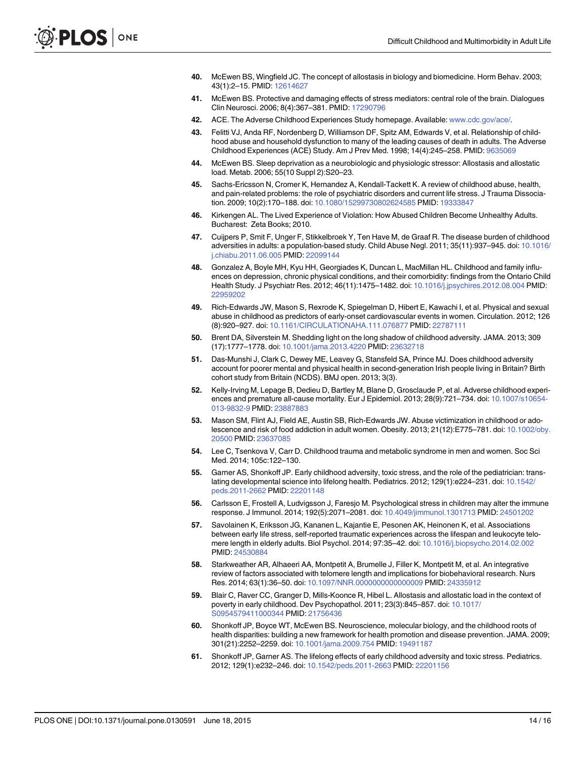40. McEwen BS, Wingfield JC. The concept of allostasis in biology and biomedicine. Horm Behav. 2003; 43(1):2–15. PMID: 12614627

41. McEwen BS. Protective and damaging effects of stress mediators: central role of the brain. Dialogues Clin Neurosci. 2006; 8(4):367–381. PMID: 17290796

42. ACE. The Adverse Childhood Experiences Study homepage. Available: www.cdc.gov/ace/.

43. Felitti VJ, Anda RF, Nordenberg D, Williamson DF, Spitz AM, Edwards V, et al. Relationship of childhood abuse and household dysfunction to many of the leading causes of death in adults. The Adverse Childhood Experiences (ACE) Study. Am J Prev Med. 1998; 14(4):245–258. PMID: 9635069

44. McEwen BS. Sleep deprivation as a neurobiologic and physiologic stressor: Allostasis and allostatic load. Metab. 2006; 55(10 Suppl 2):S20–23.

45. Sachs-Ericsson N, Cromer K, Hernandez A, Kendall-Tackett K. A review of childhood abuse, health, and pain-related problems: the role of psychiatric disorders and current life stress. J Trauma Dissociation. 2009; 10(2):170–188. doi: 10.1080/15299730802624585 PMID: 19333847

46. Kirkengen AL. The Lived Experience of Violation: How Abused Children Become Unhealthy Adults. Bucharest: Zeta Books; 2010.

47. Cuijpers P, Smit F, Unger F, Stikkelbroek Y, Ten Have M, de Graaf R. The disease burden of childhood adversities in adults: a population-based study. Child Abuse Negl. 2011; 35(11):937–945. doi: 10.1016/j.chiabu.2011.06.005 PMID: 22099144

48. Gonzalez A, Boyle MH, Kyu HH, Georgiades K, Duncan L, MacMillan HL. Childhood and family influences on depression, chronic physical conditions, and their comorbidity: findings from the Ontario Child Health Study. J Psychiatr Res. 2012; 46(11):1475–1482. doi: 10.1016/j.jpsychires.2012.08.004 PMID: 22959202

49. Rich-Edwards JW, Mason S, Rexrode K, Spiegelman D, Hibert E, Kawachi I, et al. Physical and sexual abuse in childhood as predictors of early-onset cardiovascular events in women. Circulation. 2012; 126 (8):920–927. doi: 10.1161/CIRCULATIONAHA.111.076877 PMID: 22787111

50. Brent DA, Silverstein M. Shedding light on the long shadow of childhood adversity. JAMA. 2013; 309 (17):1777–1778. doi: 10.1001/jama.2013.4220 PMID: 23632718

51. Das-Munshi J, Clark C, Dewey ME, Leavey G, Stansfeld SA, Prince MJ. Does childhood adversity account for poorer mental and physical health in second-generation Irish people living in Britain? Birth cohort study from Britain (NCDS). BMJ open. 2013; 3(3).

52. Kelly-Irving M, Lepage B, Dedieu D, Bartley M, Blane D, Grosclaude P, et al. Adverse childhood experiences and premature all-cause mortality. Eur J Epidemiol. 2013; 28(9):721–734. doi: 10.1007/s10654-013-9832-9 PMID: 23887883

53. Mason SM, Flint AJ, Field AE, Austin SB, Rich-Edwards JW. Abuse victimization in childhood or adolescence and risk of food addiction in adult women. Obesity. 2013; 21(12):E775–781. doi: 10.1002/oby.20500 PMID: 23637085

54. Lee C, Tsenkova V, Carr D. Childhood trauma and metabolic syndrome in men and women. Soc Sci Med. 2014; 105c:122–130.

55. Garner AS, Shonkoff JP. Early childhood adversity, toxic stress, and the role of the pediatrician: translating developmental science into lifelong health. Pediatrics. 2012; 129(1):e224–231. doi: 10.1542/peds.2011-2662 PMID: 22201148

56. Carlsson E, Frostell A, Ludvigsson J, Faresjo M. Psychological stress in children may alter the immune response. J Immunol. 2014; 192(5):2071–2081. doi: 10.4049/jimmunol.1301713 PMID: 24501202

57. Savolainen K, Eriksson JG, Kananen L, Kajantie E, Pesonen AK, Heinonen K, et al. Associations between early life stress, self-reported traumatic experiences across the lifespan and leukocyte telomere length in elderly adults. Biol Psychol. 2014; 97:35–42. doi: 10.1016/j.biopsycho.2014.02.002 PMID: 24530884

58. Starkweather AR, Alhaeeri AA, Montpetit A, Brumelle J, Filler K, Montpetit M, et al. An integrative review of factors associated with telomere length and implications for biobehavioral research. Nurs Res. 2014; 63(1):36–50. doi: 10.1097/NNR.0000000000000009 PMID: 24335912

59. Blair C, Raver CC, Granger D, Mills-Koonce R, Hibel L. Allostasis and allostatic load in the context of poverty in early childhood. Dev Psychopathol. 2011; 23(3):845–857. doi: 10.1017/S0954579411000344 PMID: 21756436

60. Shonkoff JP, Boyce WT, McEwen BS. Neuroscience, molecular biology, and the childhood roots of health disparities: building a new framework for health promotion and disease prevention. JAMA. 2009; 301(21):2252–2259. doi: 10.1001/jama.2009.754 PMID: 19491187

61. Shonkoff JP, Garner AS. The lifelong effects of early childhood adversity and toxic stress. Pediatrics. 2012; 129(1):e232–246. doi: 10.1542/peds.2011-2663 PMID: 22201156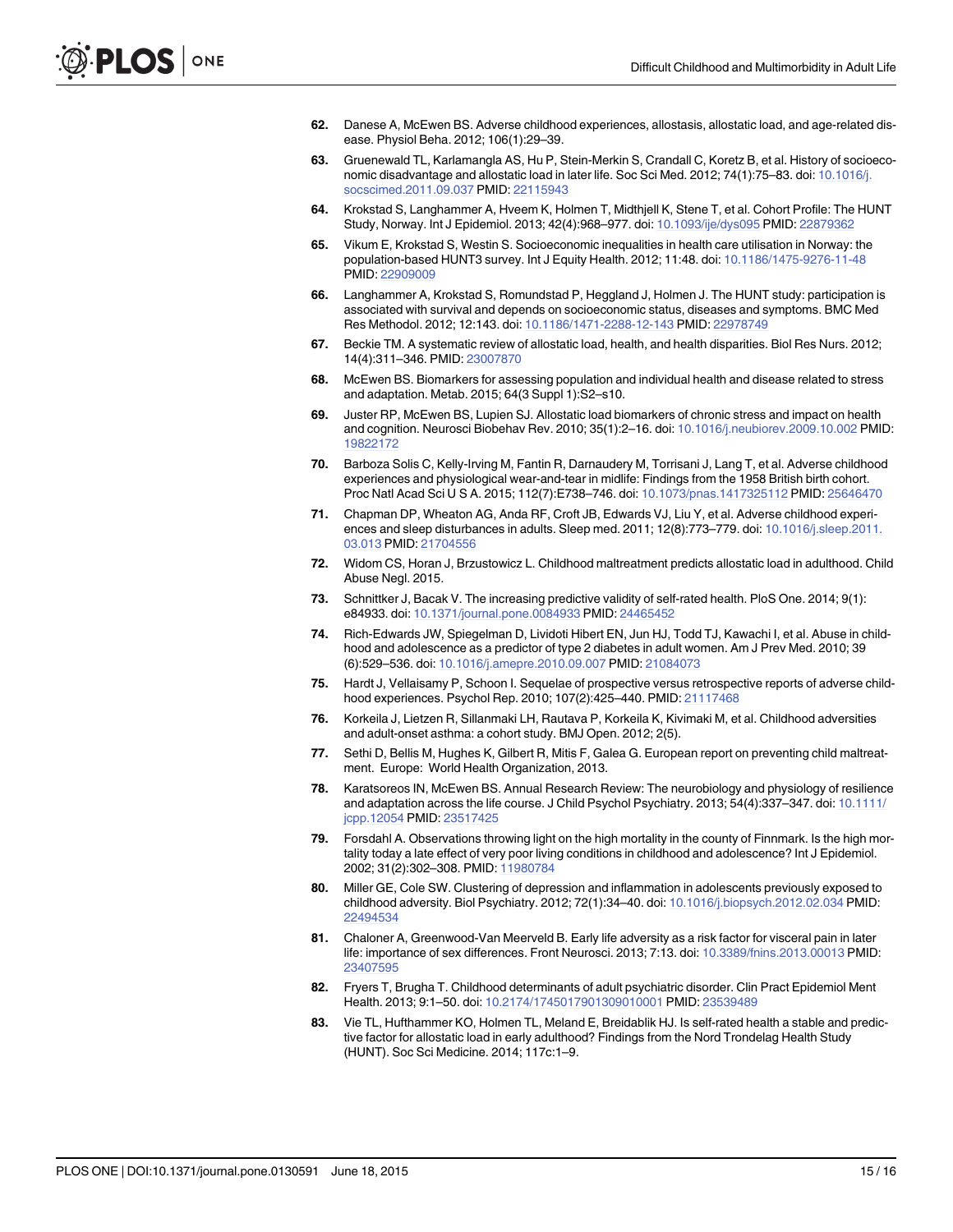62. Danese A, McEwen BS. Adverse childhood experiences, allostasis, allostatic load, and age-related disease. Physiol Beha. 2012; 106(1):29–39.

63. Gruenewald TL, Karlamangla AS, Hu P, Stein-Merkin S, Crandall C, Koretz B, et al. History of socioeconomic disadvantage and allostatic load in later life. Soc Sci Med. 2012; 74(1):75–83. doi: 10.1016/j.socscimed.2011.09.037 PMID: 22115943

64. Krokstad S, Langhammer A, Hveem K, Holmen T, Midthjell K, Stene T, et al. Cohort Profile: The HUNT Study, Norway. Int J Epidemiol. 2013; 42(4):968–977. doi: 10.1093/ije/dys095 PMID: 22879362

65. Vikum E, Krokstad S, Westin S. Socioeconomic inequalities in health care utilisation in Norway: the population-based HUNT3 survey. Int J Equity Health. 2012; 11:48. doi: 10.1186/1475-9276-11-48 PMID: 22909009

66. Langhammer A, Krokstad S, Romundstad P, Heggland J, Holmen J. The HUNT study: participation is associated with survival and depends on socioeconomic status, diseases and symptoms. BMC Med Res Methodol. 2012; 12:143. doi: 10.1186/1471-2288-12-143 PMID: 22978749

67. Beckie TM. A systematic review of allostatic load, health, and health disparities. Biol Res Nurs. 2012; 14(4):311–346. PMID: 23007870

68. McEwen BS. Biomarkers for assessing population and individual health and disease related to stress and adaptation. Metab. 2015; 64(3 Suppl 1):S2–s10.

69. Juster RP, McEwen BS, Lupien SJ. Allostatic load biomarkers of chronic stress and impact on health and cognition. Neurosci Biobehav Rev. 2010; 35(1):2–16. doi: 10.1016/j.neubiorev.2009.10.002 PMID: 19822172

70. Barboza Solis C, Kelly-Irving M, Fantin R, Darnaudery M, Torrisani J, Lang T, et al. Adverse childhood experiences and physiological wear-and-tear in midlife: Findings from the 1958 British birth cohort. Proc Natl Acad Sci U S A. 2015; 112(7):E738–746. doi: 10.1073/pnas.1417325112 PMID: 25646470

71. Chapman DP, Wheaton AG, Anda RF, Croft JB, Edwards VJ, Liu Y, et al. Adverse childhood experiences and sleep disturbances in adults. Sleep med. 2011; 12(8):773–779. doi: 10.1016/j.sleep.2011.03.013 PMID: 21704556

72. Widom CS, Horan J, Brzustowicz L. Childhood maltreatment predicts allostatic load in adulthood. Child Abuse Negl. 2015.

73. Schnittker J, Bacak V. The increasing predictive validity of self-rated health. PloS One. 2014; 9(1): e84933. doi: 10.1371/journal.pone.0084933 PMID: 24465452

74. Rich-Edwards JW, Spiegelman D, Lividoti Hibert EN, Jun HJ, Todd TJ, Kawachi I, et al. Abuse in childhood and adolescence as a predictor of type 2 diabetes in adult women. Am J Prev Med. 2010; 39 (6):529–536. doi: 10.1016/j.amepre.2010.09.007 PMID: 21084073

75. Hardt J, Vellaisamy P, Schoon I. Sequelae of prospective versus retrospective reports of adverse childhood experiences. Psychol Rep. 2010; 107(2):425–440. PMID: 21117468

76. Korkeila J, Lietzen R, Sillanmaki LH, Rautava P, Korkeila K, Kivimaki M, et al. Childhood adversities and adult-onset asthma: a cohort study. BMJ Open. 2012; 2(5).

77. Sethi D, Bellis M, Hughes K, Gilbert R, Mitis F, Galea G. European report on preventing child maltreatment. Europe: World Health Organization, 2013.

78. Karatsoreos IN, McEwen BS. Annual Research Review: The neurobiology and physiology of resilience and adaptation across the life course. J Child Psychol Psychiatry. 2013; 54(4):337–347. doi: 10.1111/jcpp.12054 PMID: 23517425

79. Forsdahl A. Observations throwing light on the high mortality in the county of Finnmark. Is the high mortality today a late effect of very poor living conditions in childhood and adolescence? Int J Epidemiol. 2002; 31(2):302–308. PMID: 11980784

80. Miller GE, Cole SW. Clustering of depression and inflammation in adolescents previously exposed to childhood adversity. Biol Psychiatry. 2012; 72(1):34–40. doi: 10.1016/j.biopsych.2012.02.034 PMID: 22494534

81. Chaloner A, Greenwood-Van Meerveld B. Early life adversity as a risk factor for visceral pain in later life: importance of sex differences. Front Neurosci. 2013; 7:13. doi: 10.3389/fnins.2013.00013 PMID: 23407595

82. Fryers T, Brugha T. Childhood determinants of adult psychiatric disorder. Clin Pract Epidemiol Ment Health. 2013; 9:1–50. doi: 10.2174/1745017901309010001 PMID: 23539489

83. Vie TL, Hufthammer KO, Holmen TL, Meland E, Breidablik HJ. Is self-rated health a stable and predictive factor for allostatic load in early adulthood? Findings from the Nord Trondelag Health Study (HUNT). Soc Sci Medicine. 2014; 117c:1–9.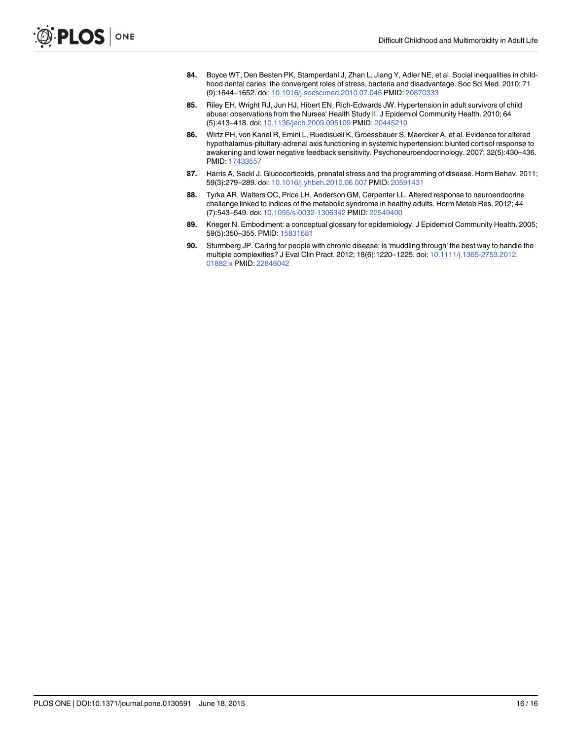84. Boyce WT, Den Besten PK, Stamperdahl J, Zhan L, Jiang Y, Adler NE, et al. Social inequalities in childhood dental caries: the convergent roles of stress, bacteria and disadvantage. Soc Sci Med. 2010; 71 (9):1644–1652. doi: 10.1016/j.socscimed.2010.07.045 PMID: 20870333

85. Riley EH, Wright RJ, Jun HJ, Hibert EN, Rich-Edwards JW. Hypertension in adult survivors of child abuse: observations from the Nurses' Health Study II. J Epidemiol Community Health. 2010; 64 (5):413–418. doi: 10.1136/jech.2009.095109 PMID: 20445210

86. Wirtz PH, von Kanel R, Emini L, Ruedisueli K, Groessbauer S, Maercker A, et al. Evidence for altered hypothalamus-pituitary-adrenal axis functioning in systemic hypertension: blunted cortisol response to awakening and lower negative feedback sensitivity. Psychoneuroendocrinology. 2007; 32(5):430–436. PMID: 17433557

87. Harris A, Seckl J. Glucocorticoids, prenatal stress and the programming of disease. Horm Behav. 2011; 59(3):279–289. doi: 10.1016/j.yhbeh.2010.06.007 PMID: 20591431

88. Tyrka AR, Walters OC, Price LH, Anderson GM, Carpenter LL. Altered response to neuroendocrine challenge linked to indices of the metabolic syndrome in healthy adults. Horm Metab Res. 2012; 44 (7):543–549. doi: 10.1055/s-0032-1306342 PMID: 22549400

89. Krieger N. Embodiment: a conceptual glossary for epidemiology. J Epidemiol Community Health. 2005; 59(5):350–355. PMID: 15831681

90. Sturmberg JP. Caring for people with chronic disease: is 'muddling through' the best way to handle the multiple complexities? J Eval Clin Pract. 2012; 18(6):1220–1225. doi: 10.1111/j.1365-2753.2012.01882.x PMID: 22846042